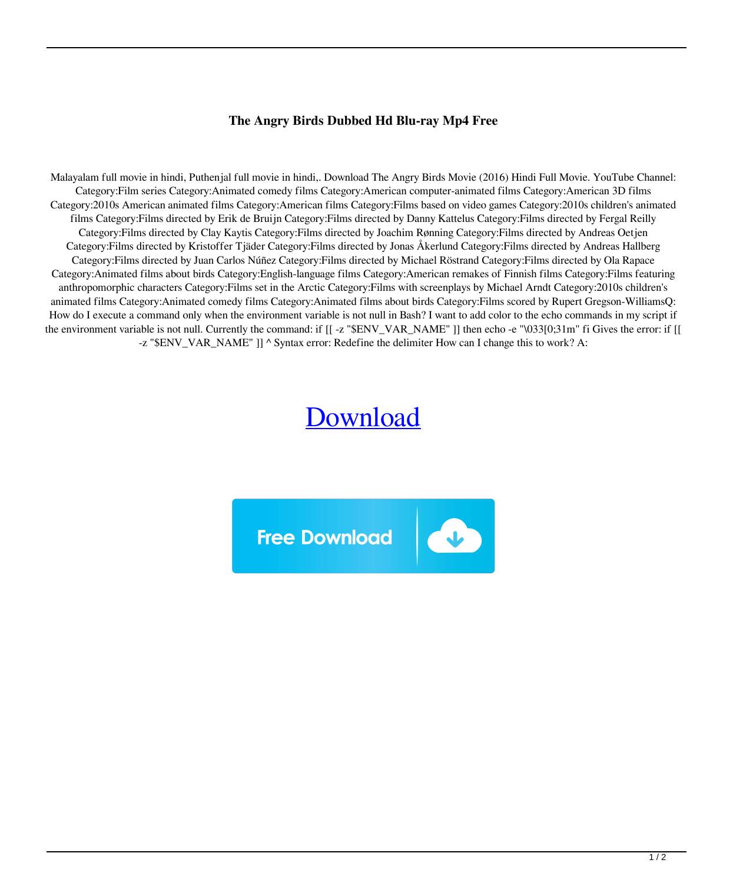**The Angry Birds Dubbed Hd Blu-ray Mp4 Free**

Malayalam full movie in hindi, Puthenjal full movie in hindi,. Download The Angry Birds Movie (2016) Hindi Full Movie. YouTube Channel: Category:Film series Category:Animated comedy films Category:American computer-animated films Category:American 3D films Category:2010s American animated films Category:American films Category:Films based on video games Category:2010s children's animated films Category:Films directed by Erik de Bruijn Category:Films directed by Danny Kattelus Category:Films directed by Fergal Reilly Category:Films directed by Clay Kaytis Category:Films directed by Joachim Rønning Category:Films directed by Andreas Oetjen Category:Films directed by Kristoffer Tjäder Category:Films directed by Jonas Åkerlund Category:Films directed by Andreas Hallberg Category:Films directed by Juan Carlos Núñez Category:Films directed by Michael Röstrand Category:Films directed by Ola Rapace Category:Animated films about birds Category:English-language films Category:American remakes of Finnish films Category:Films featuring anthropomorphic characters Category:Films set in the Arctic Category:Films with screenplays by Michael Arndt Category:2010s children's animated films Category:Animated comedy films Category:Animated films about birds Category:Films scored by Rupert Gregson-WilliamsQ: How do I execute a command only when the environment variable is not null in Bash? I want to add color to the echo commands in my script if the environment variable is not null. Currently the command: if [[ -z "$ENV_VAR_NAME" ]] then echo -e "\033[0;31m" fi Gives the error: if [[ -z "$ENV_VAR_NAME" ]] ^ Syntax error: Redefine the delimiter How can I change this to work? A:

# Download

Free Download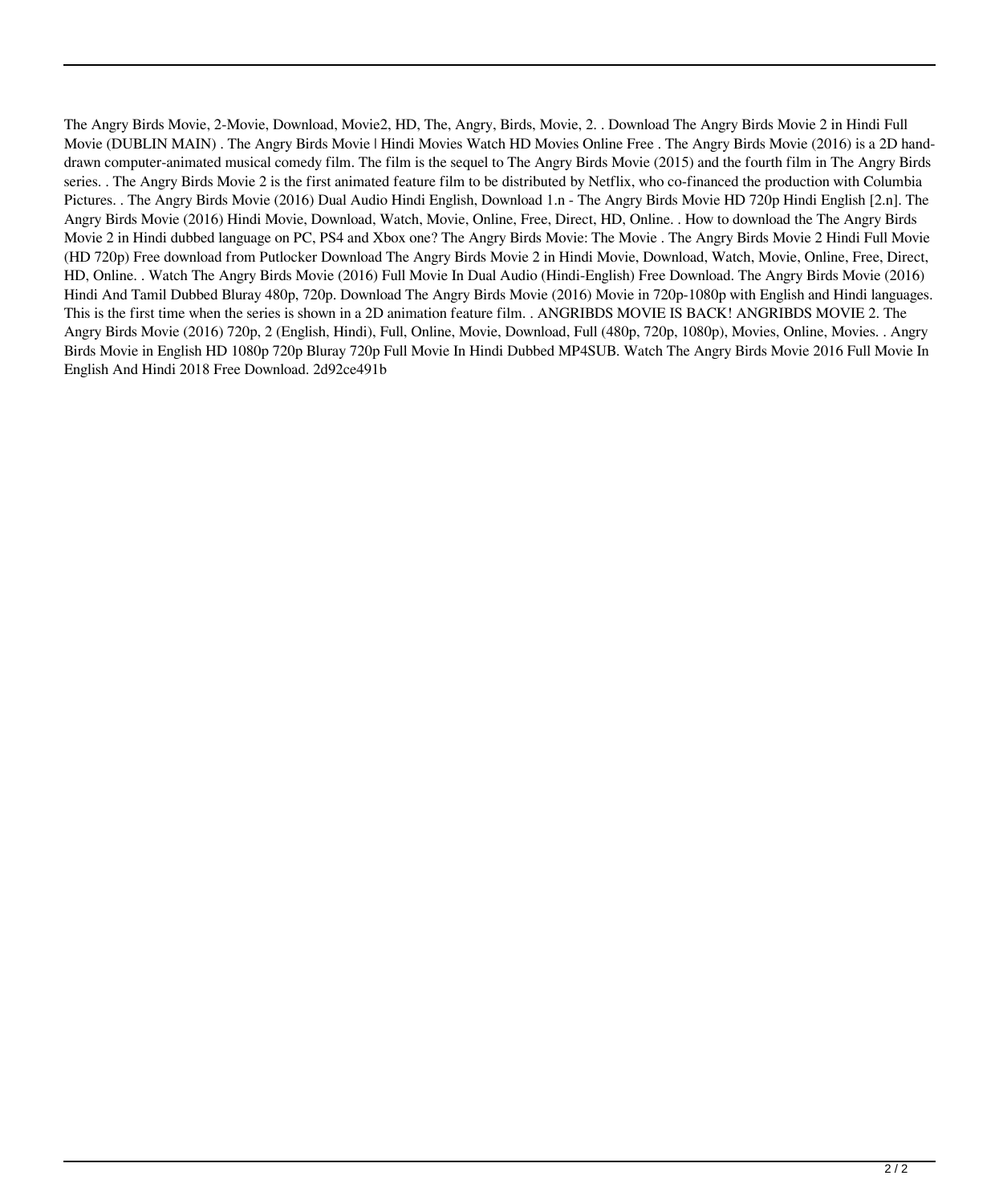The Angry Birds Movie, 2-Movie, Download, Movie2, HD, The, Angry, Birds, Movie, 2. . Download The Angry Birds Movie 2 in Hindi Full Movie (DUBLIN MAIN) . The Angry Birds Movie | Hindi Movies Watch HD Movies Online Free . The Angry Birds Movie (2016) is a 2D hand-drawn computer-animated musical comedy film. The film is the sequel to The Angry Birds Movie (2015) and the fourth film in The Angry Birds series. . The Angry Birds Movie 2 is the first animated feature film to be distributed by Netflix, who co-financed the production with Columbia Pictures. . The Angry Birds Movie (2016) Dual Audio Hindi English, Download 1.n - The Angry Birds Movie HD 720p Hindi English [2.n]. The Angry Birds Movie (2016) Hindi Movie, Download, Watch, Movie, Online, Free, Direct, HD, Online. . How to download the The Angry Birds Movie 2 in Hindi dubbed language on PC, PS4 and Xbox one? The Angry Birds Movie: The Movie . The Angry Birds Movie 2 Hindi Full Movie (HD 720p) Free download from Putlocker Download The Angry Birds Movie 2 in Hindi Movie, Download, Watch, Movie, Online, Free, Direct, HD, Online. . Watch The Angry Birds Movie (2016) Full Movie In Dual Audio (Hindi-English) Free Download. The Angry Birds Movie (2016) Hindi And Tamil Dubbed Bluray 480p, 720p. Download The Angry Birds Movie (2016) Movie in 720p-1080p with English and Hindi languages. This is the first time when the series is shown in a 2D animation feature film. . ANGRIBDS MOVIE IS BACK! ANGRIBDS MOVIE 2. The Angry Birds Movie (2016) 720p, 2 (English, Hindi), Full, Online, Movie, Download, Full (480p, 720p, 1080p), Movies, Online, Movies. . Angry Birds Movie in English HD 1080p 720p Bluray 720p Full Movie In Hindi Dubbed MP4SUB. Watch The Angry Birds Movie 2016 Full Movie In English And Hindi 2018 Free Download. 2d92ce491b